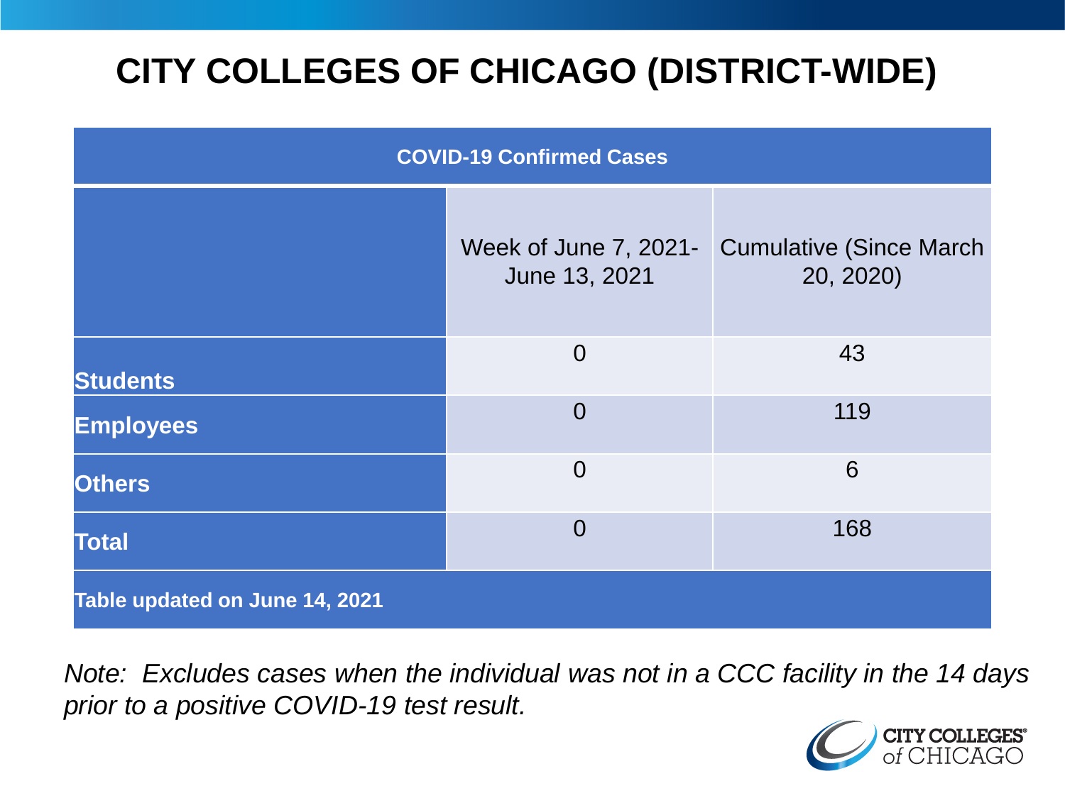# CITY COLLEGES OF CHICAGO (DISTRICT-WIDE)

| COVID-19 Confirmed Cases | | |
|---|---|---|
| | Week of June 7, 2021- June 13, 2021 | Cumulative (Since March 20, 2020) |
| **Students** | 0 | 43 |
| **Employees** | 0 | 119 |
| **Others** | 0 | 6 |
| **Total** | 0 | 168 |
| **Table updated on June 14, 2021** | | |

*Note: Excludes cases when the individual was not in a CCC facility in the 14 days prior to a positive COVID-19 test result.*

CITY COLLEGES of CHICAGO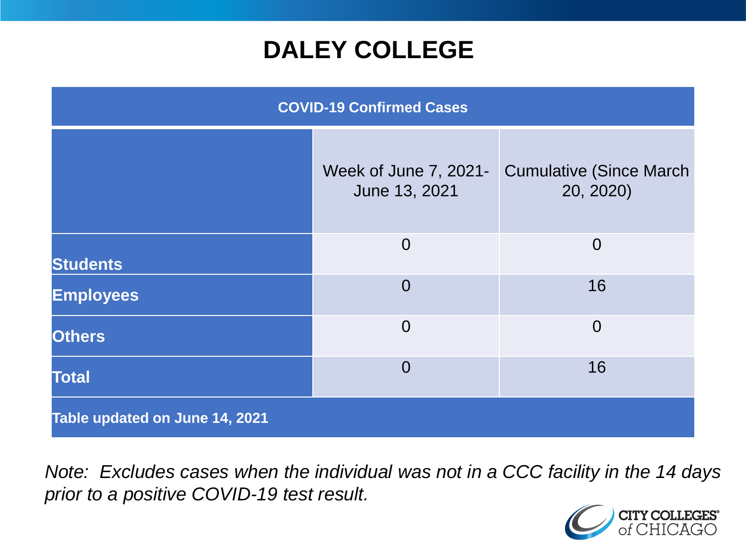# DALEY COLLEGE

| COVID-19 Confirmed Cases | | |
|---|---|---|
| | Week of June 7, 2021- June 13, 2021 | Cumulative (Since March 20, 2020) |
| **Students** | 0 | 0 |
| **Employees** | 0 | 16 |
| **Others** | 0 | 0 |
| **Total** | 0 | 16 |
| **Table updated on June 14, 2021** | | |

*Note: Excludes cases when the individual was not in a CCC facility in the 14 days prior to a positive COVID-19 test result.*

CITY COLLEGES of CHICAGO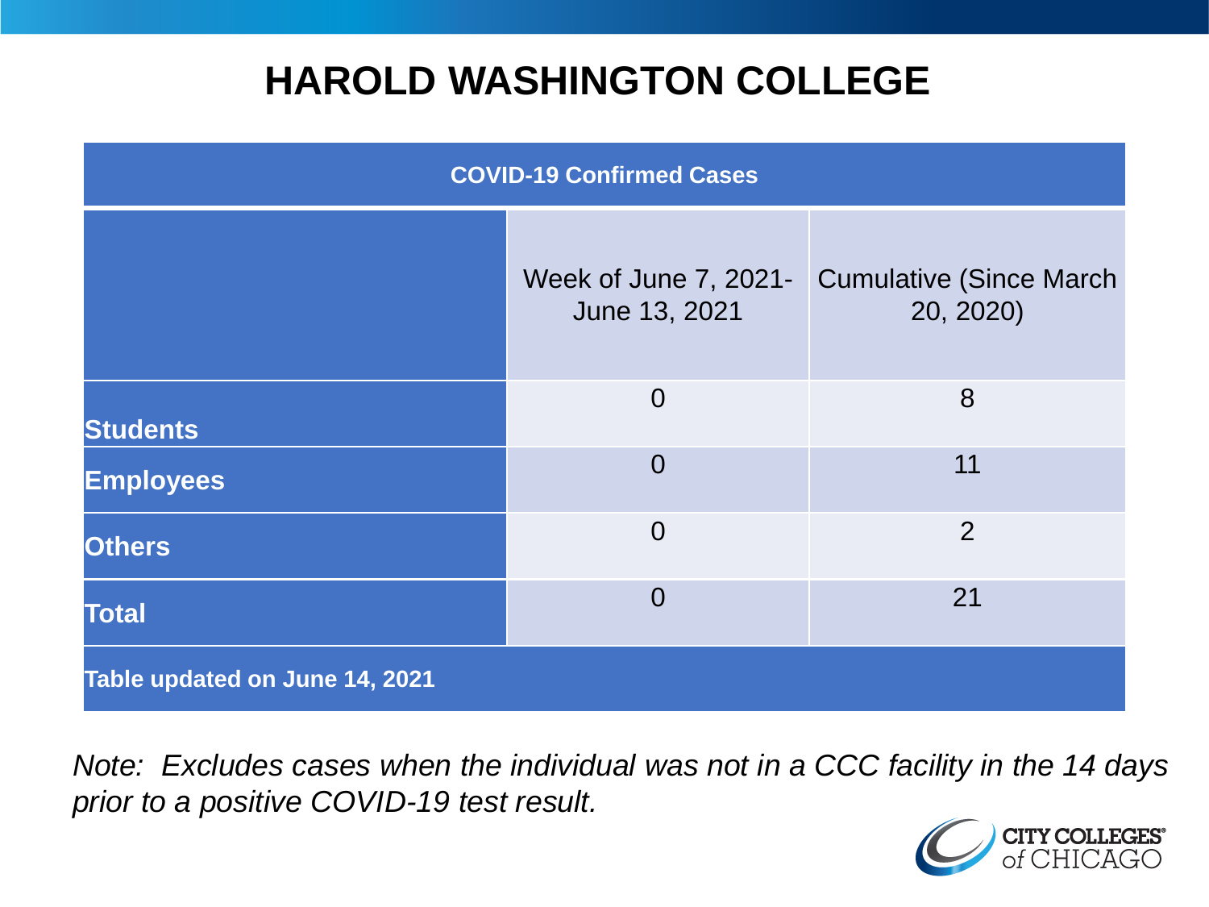# HAROLD WASHINGTON COLLEGE

| COVID-19 Confirmed Cases | | |
|---|---|---|
| | Week of June 7, 2021- June 13, 2021 | Cumulative (Since March 20, 2020) |
| **Students** | 0 | 8 |
| **Employees** | 0 | 11 |
| **Others** | 0 | 2 |
| **Total** | 0 | 21 |
| **Table updated on June 14, 2021** | | |

*Note: Excludes cases when the individual was not in a CCC facility in the 14 days prior to a positive COVID-19 test result.*

CITY COLLEGES of CHICAGO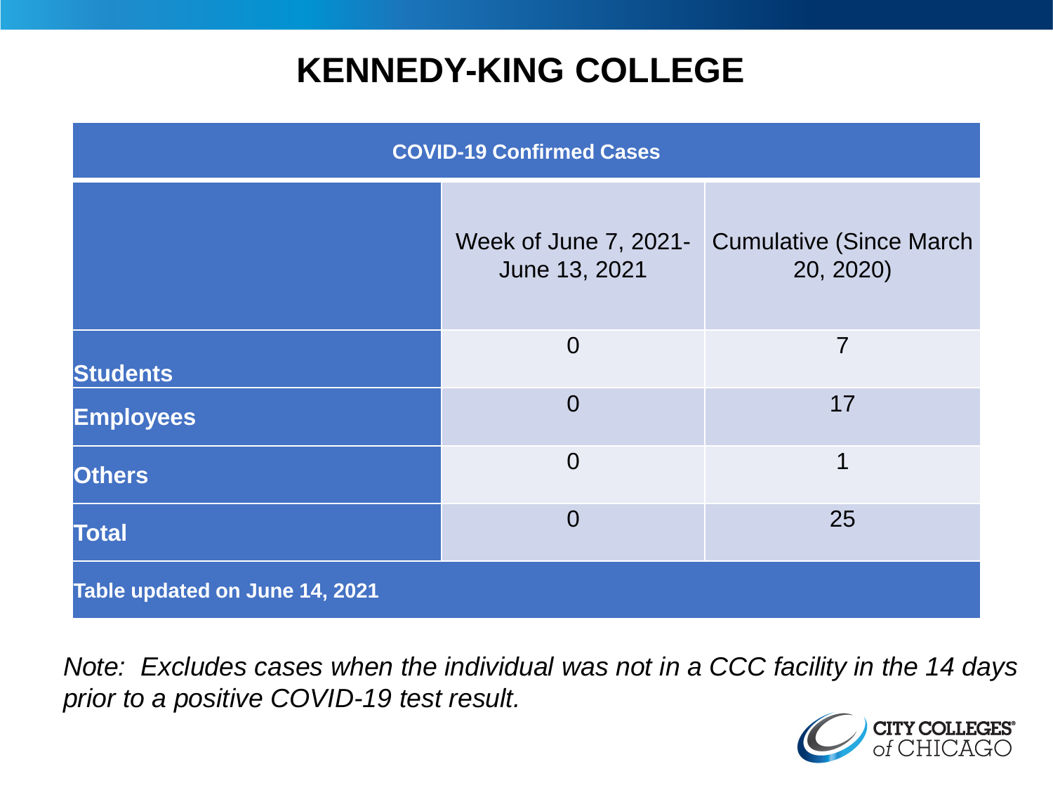# KENNEDY-KING COLLEGE

| COVID-19 Confirmed Cases | | |
|---|---|---|
| | Week of June 7, 2021-June 13, 2021 | Cumulative (Since March 20, 2020) |
| **Students** | 0 | 7 |
| **Employees** | 0 | 17 |
| **Others** | 0 | 1 |
| **Total** | 0 | 25 |
| **Table updated on June 14, 2021** | | |

*Note: Excludes cases when the individual was not in a CCC facility in the 14 days prior to a positive COVID-19 test result.*

CITY COLLEGES of CHICAGO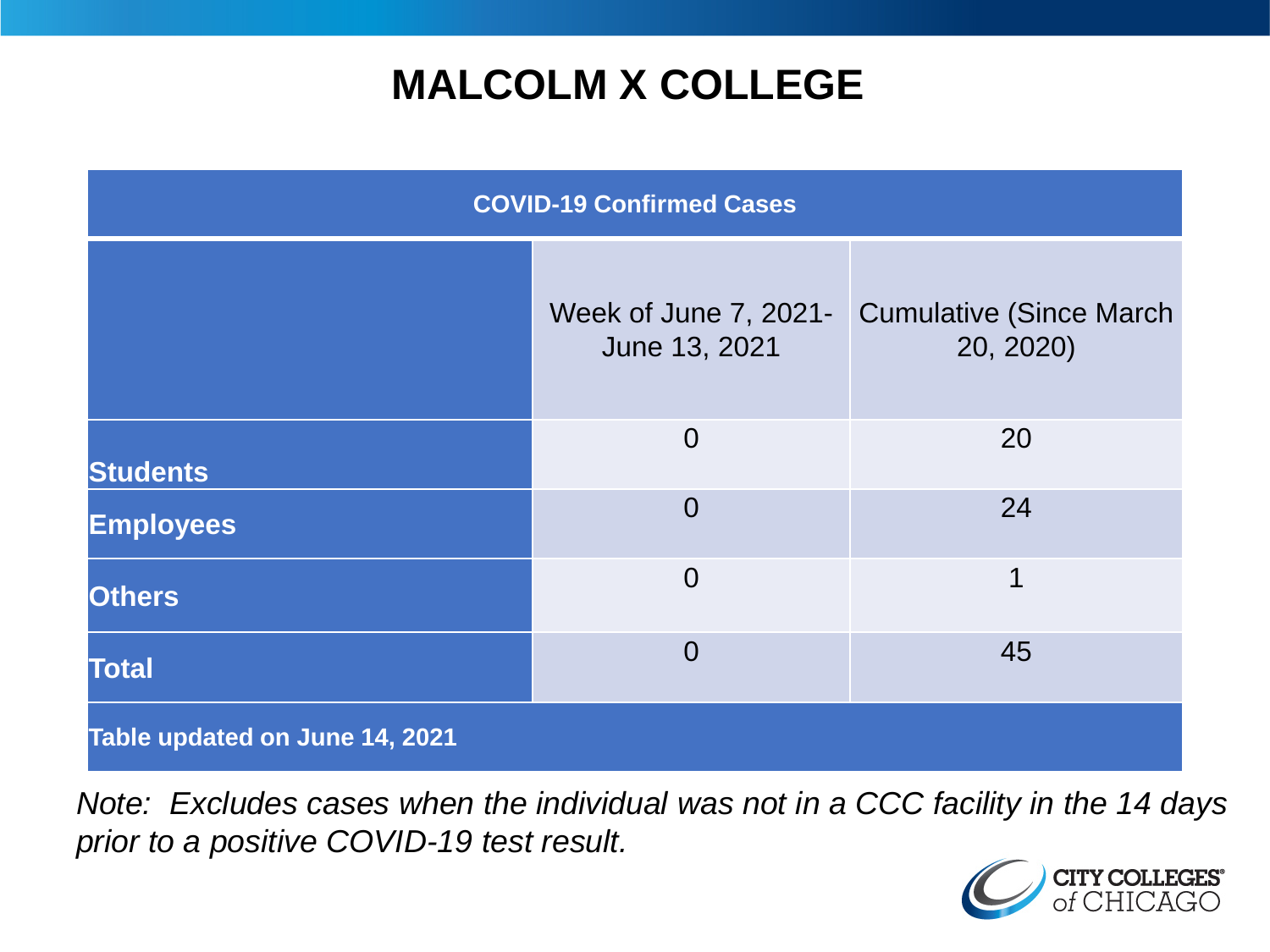# MALCOLM X COLLEGE

| COVID-19 Confirmed Cases | | |
|---|---|---|
| | Week of June 7, 2021-June 13, 2021 | Cumulative (Since March 20, 2020) |
| **Students** | 0 | 20 |
| **Employees** | 0 | 24 |
| **Others** | 0 | 1 |
| **Total** | 0 | 45 |
| **Table updated on June 14, 2021** | | |

*Note: Excludes cases when the individual was not in a CCC facility in the 14 days prior to a positive COVID-19 test result.*

CITY COLLEGES of CHICAGO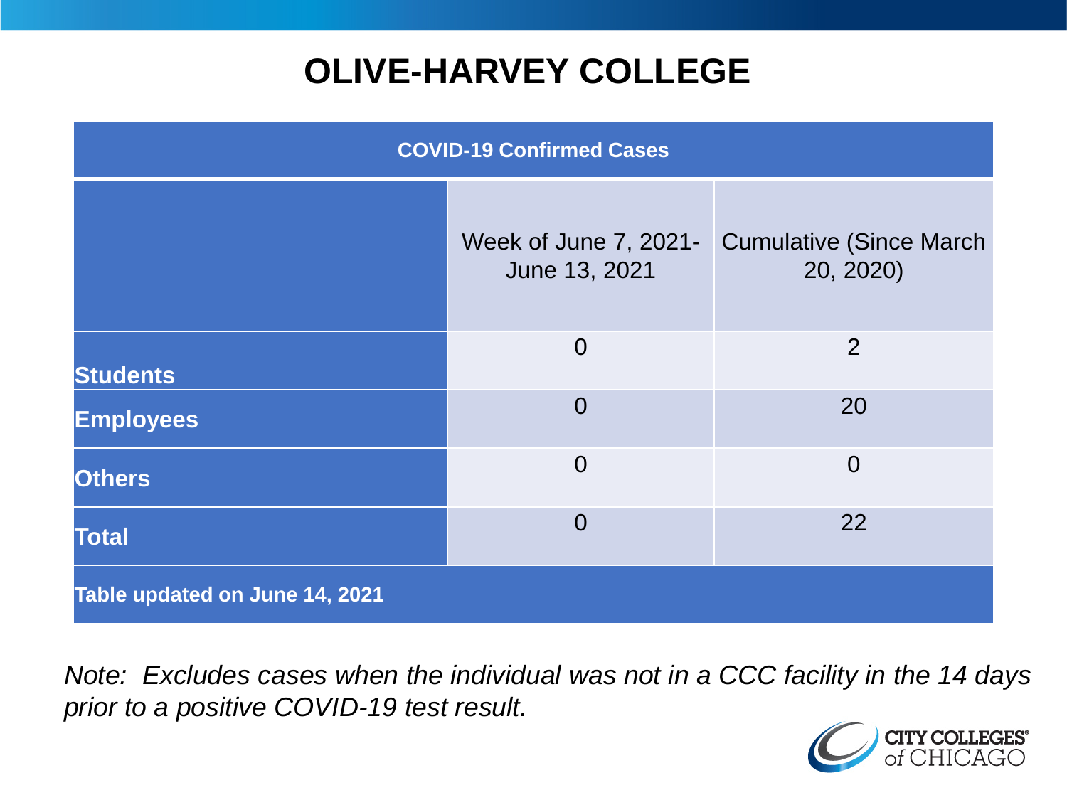# OLIVE-HARVEY COLLEGE

| COVID-19 Confirmed Cases | | |
|---|---|---|
| | Week of June 7, 2021- June 13, 2021 | Cumulative (Since March 20, 2020) |
| **Students** | 0 | 2 |
| **Employees** | 0 | 20 |
| **Others** | 0 | 0 |
| **Total** | 0 | 22 |
| **Table updated on June 14, 2021** | | |

*Note: Excludes cases when the individual was not in a CCC facility in the 14 days prior to a positive COVID-19 test result.*

CITY COLLEGES of CHICAGO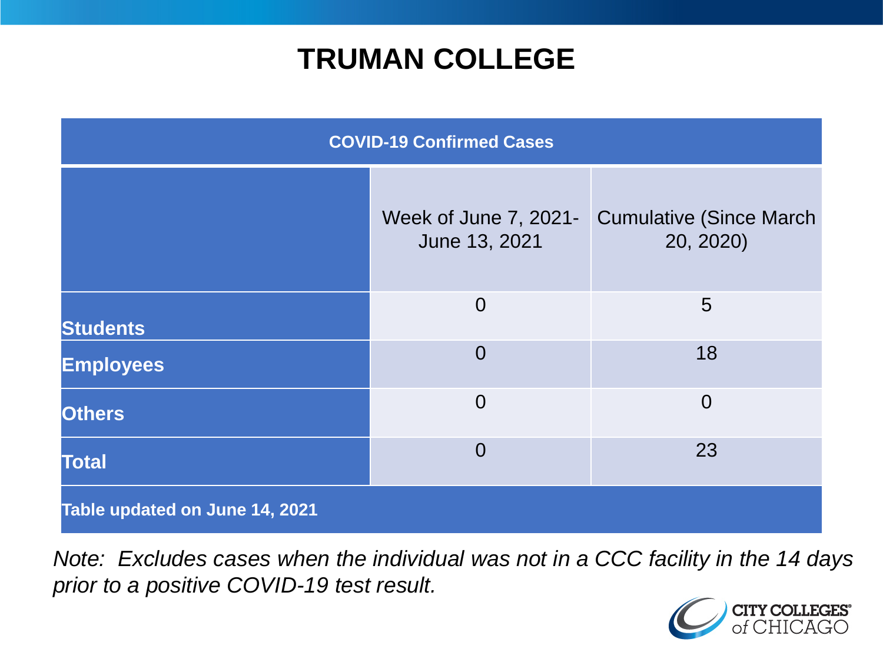# TRUMAN COLLEGE

| COVID-19 Confirmed Cases | | |
|---|---|---|
| | Week of June 7, 2021- June 13, 2021 | Cumulative (Since March 20, 2020) |
| **Students** | 0 | 5 |
| **Employees** | 0 | 18 |
| **Others** | 0 | 0 |
| **Total** | 0 | 23 |
| **Table updated on June 14, 2021** | | |

*Note: Excludes cases when the individual was not in a CCC facility in the 14 days prior to a positive COVID-19 test result.*

CITY COLLEGES of CHICAGO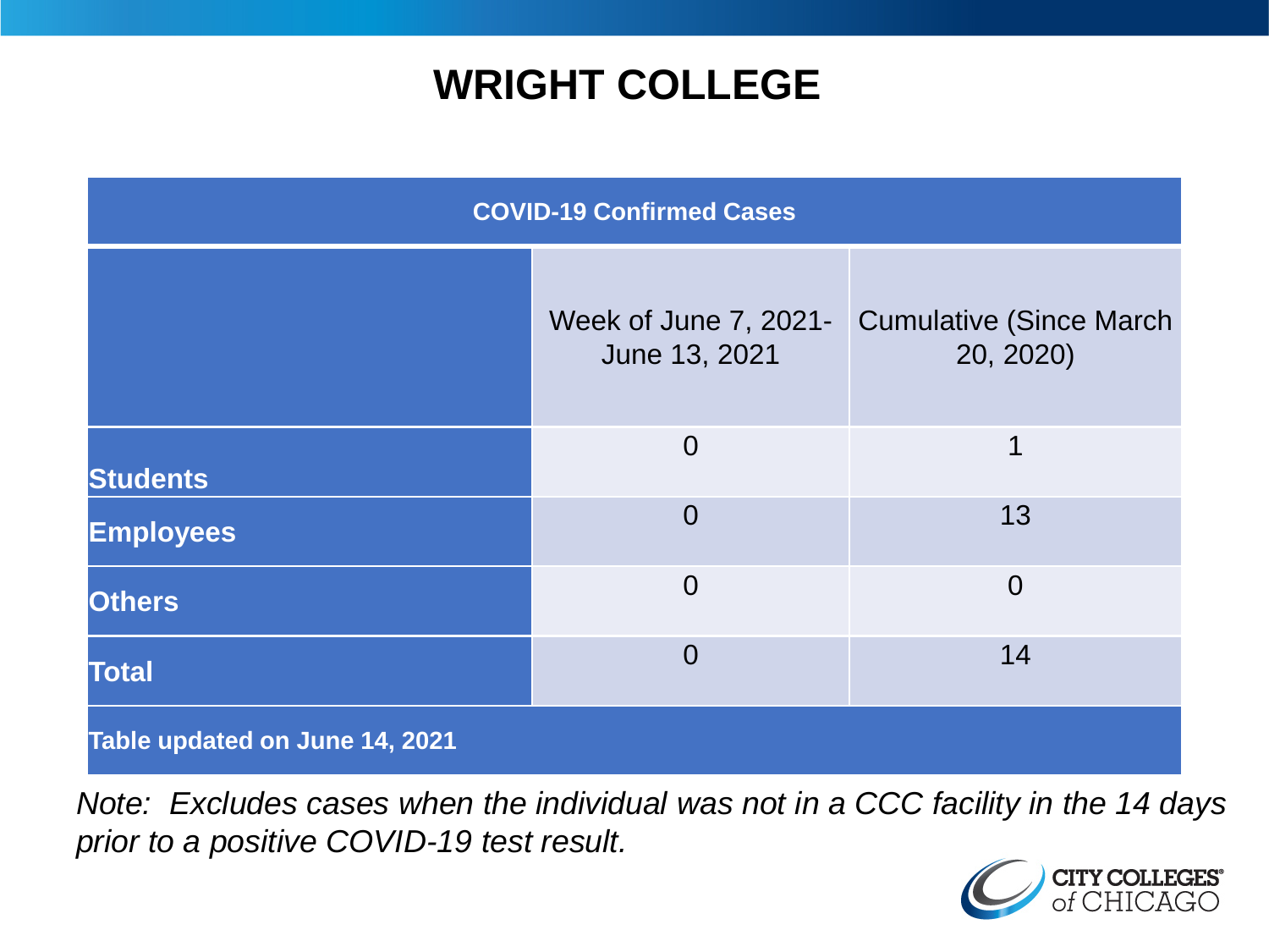# WRIGHT COLLEGE

| COVID-19 Confirmed Cases | | |
|---|---|---|
| | Week of June 7, 2021-June 13, 2021 | Cumulative (Since March 20, 2020) |
| **Students** | 0 | 1 |
| **Employees** | 0 | 13 |
| **Others** | 0 | 0 |
| **Total** | 0 | 14 |
| **Table updated on June 14, 2021** | | |

*Note: Excludes cases when the individual was not in a CCC facility in the 14 days prior to a positive COVID-19 test result.*

CITY COLLEGES of CHICAGO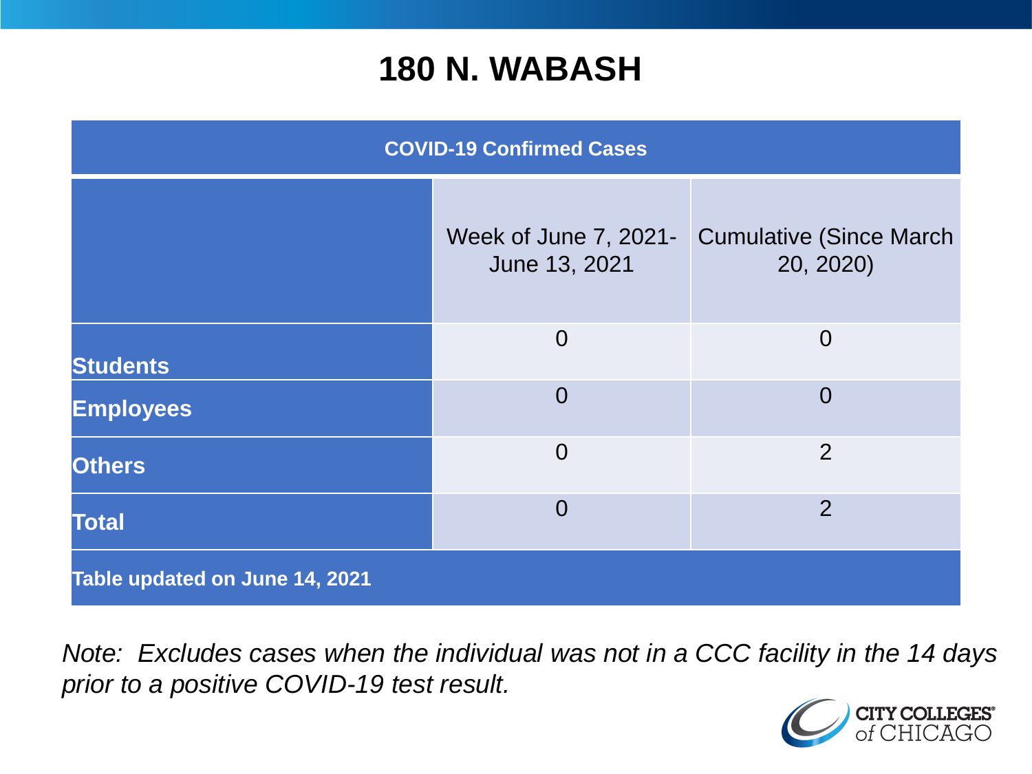# 180 N. WABASH

| COVID-19 Confirmed Cases | | |
|---|---|---|
| | Week of June 7, 2021- June 13, 2021 | Cumulative (Since March 20, 2020) |
| **Students** | 0 | 0 |
| **Employees** | 0 | 0 |
| **Others** | 0 | 2 |
| **Total** | 0 | 2 |
| **Table updated on June 14, 2021** | | |

*Note: Excludes cases when the individual was not in a CCC facility in the 14 days prior to a positive COVID-19 test result.*

CITY COLLEGES of CHICAGO